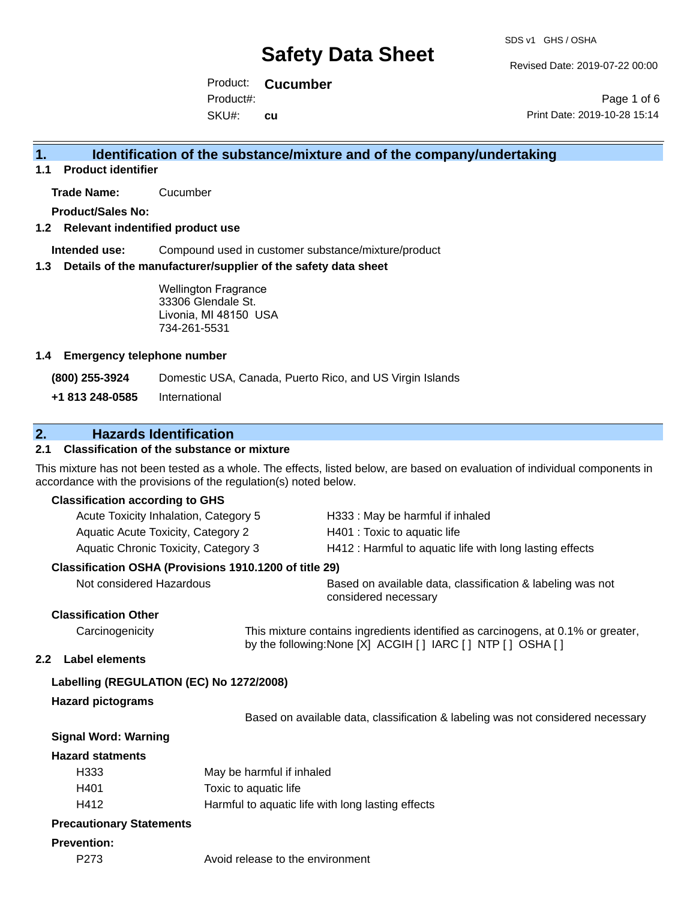# Safety Data Sheet

SDS v1 GHS / OSHA

Revised Date: 2019-07-22 00:00

Product: **Cucumber**

Product#:

SKU#: **cu**

Print Date: 2019-10-28 15:14

## 1. Identification of the substance/mixture and of the company/undertaking

### 1.1 Product identifier

**Trade Name:** Cucumber

**Product/Sales No:**

### 1.2 Relevant identified product use

**Intended use:** Compound used in customer substance/mixture/product

### 1.3 Details of the manufacturer/supplier of the safety data sheet

Wellington Fragrance
33306 Glendale St.
Livonia, MI 48150 USA
734-261-5531

### 1.4 Emergency telephone number

**(800) 255-3924** Domestic USA, Canada, Puerto Rico, and US Virgin Islands

**+1 813 248-0585** International

## 2. Hazards Identification

### 2.1 Classification of the substance or mixture

This mixture has not been tested as a whole. The effects, listed below, are based on evaluation of individual components in accordance with the provisions of the regulation(s) noted below.

**Classification according to GHS**

| | |
|---|---|
| Acute Toxicity Inhalation, Category 5 | H333 : May be harmful if inhaled |
| Aquatic Acute Toxicity, Category 2 | H401 : Toxic to aquatic life |
| Aquatic Chronic Toxicity, Category 3 | H412 : Harmful to aquatic life with long lasting effects |

**Classification OSHA (Provisions 1910.1200 of title 29)**

| | |
|---|---|
| Not considered Hazardous | Based on available data, classification & labeling was not considered necessary |

**Classification Other**

| | |
|---|---|
| Carcinogenicity | This mixture contains ingredients identified as carcinogens, at 0.1% or greater, by the following:None [X] ACGIH [ ] IARC [ ] NTP [ ] OSHA [ ] |

### 2.2 Label elements

**Labelling (REGULATION (EC) No 1272/2008)**

**Hazard pictograms**

Based on available data, classification & labeling was not considered necessary

**Signal Word: Warning**

**Hazard statments**

| | |
|---|---|
| H333 | May be harmful if inhaled |
| H401 | Toxic to aquatic life |
| H412 | Harmful to aquatic life with long lasting effects |

**Precautionary Statements**

**Prevention:**

| | |
|---|---|
| P273 | Avoid release to the environment |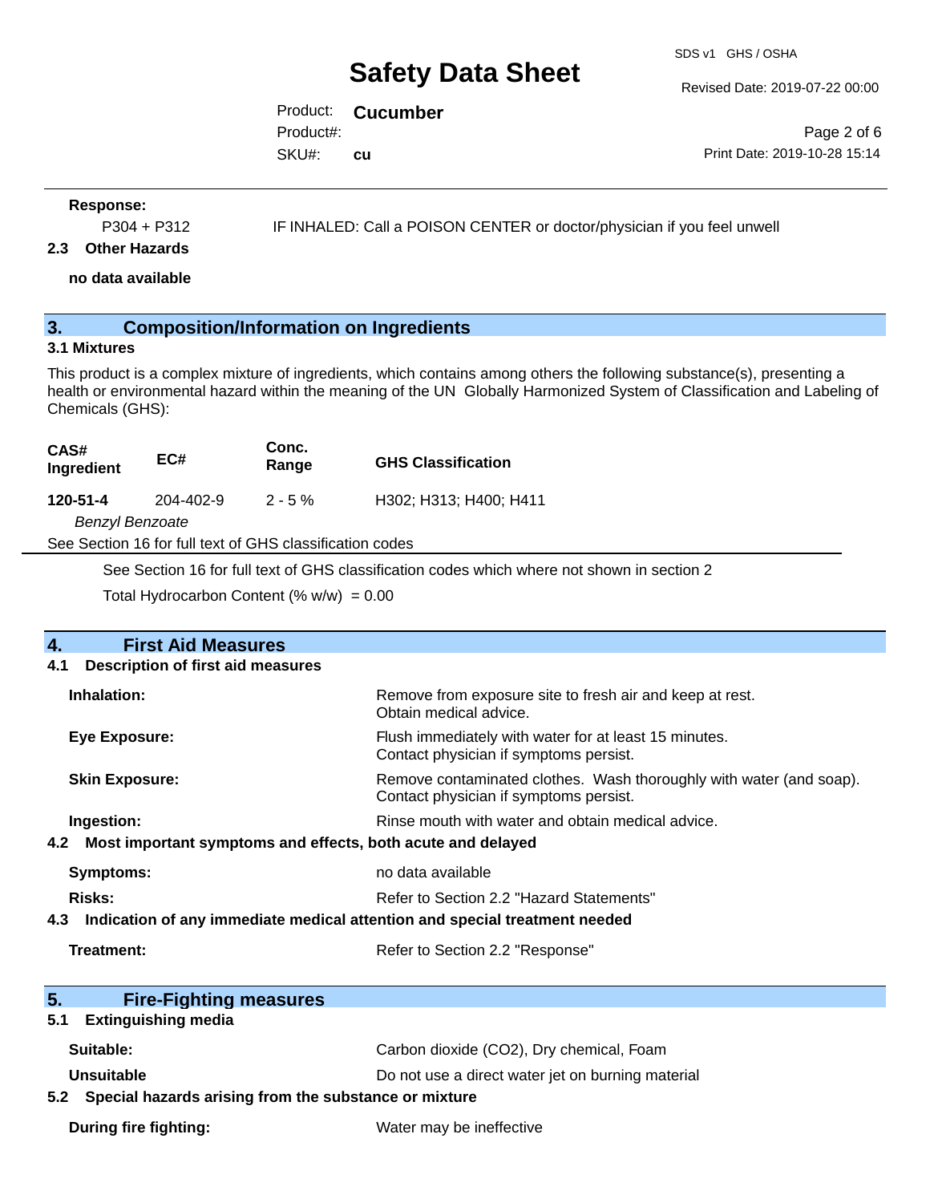**Response:**

P304 + P312 IF INHALED: Call a POISON CENTER or doctor/physician if you feel unwell

**2.3 Other Hazards**

**no data available**

## 3. Composition/Information on Ingredients

**3.1 Mixtures**

This product is a complex mixture of ingredients, which contains among others the following substance(s), presenting a health or environmental hazard within the meaning of the UN Globally Harmonized System of Classification and Labeling of Chemicals (GHS):

| CAS# Ingredient | EC# | Conc. Range | GHS Classification |
|---|---|---|---|
| **120-51-4** *Benzyl Benzoate* | 204-402-9 | 2 - 5 % | H302; H313; H400; H411 |

See Section 16 for full text of GHS classification codes

See Section 16 for full text of GHS classification codes which where not shown in section 2

Total Hydrocarbon Content (% w/w) = 0.00

## 4. First Aid Measures

**4.1 Description of first aid measures**

**Inhalation:** Remove from exposure site to fresh air and keep at rest. Obtain medical advice.

**Eye Exposure:** Flush immediately with water for at least 15 minutes. Contact physician if symptoms persist.

**Skin Exposure:** Remove contaminated clothes. Wash thoroughly with water (and soap). Contact physician if symptoms persist.

**Ingestion:** Rinse mouth with water and obtain medical advice.

**4.2 Most important symptoms and effects, both acute and delayed**

**Symptoms:** no data available

**Risks:** Refer to Section 2.2 "Hazard Statements"

**4.3 Indication of any immediate medical attention and special treatment needed**

**Treatment:** Refer to Section 2.2 "Response"

## 5. Fire-Fighting measures

**5.1 Extinguishing media**

**Suitable:** Carbon dioxide ($CO_2$), Dry chemical, Foam

**Unsuitable** Do not use a direct water jet on burning material

**5.2 Special hazards arising from the substance or mixture**

**During fire fighting:** Water may be ineffective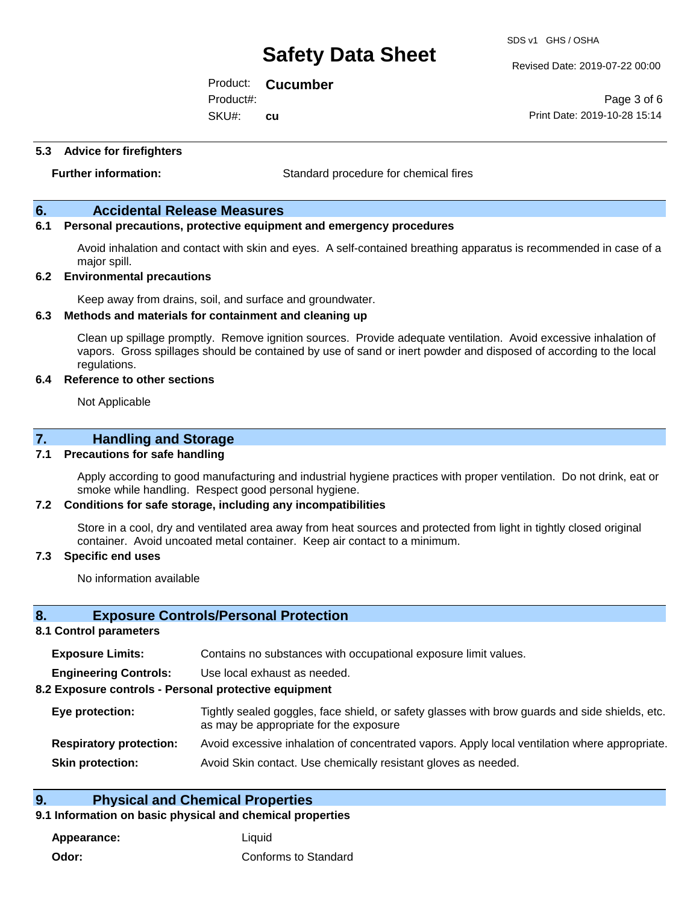### 5.3 Advice for firefighters

**Further information:** Standard procedure for chemical fires

## 6. Accidental Release Measures

### 6.1 Personal precautions, protective equipment and emergency procedures

Avoid inhalation and contact with skin and eyes. A self-contained breathing apparatus is recommended in case of a major spill.

### 6.2 Environmental precautions

Keep away from drains, soil, and surface and groundwater.

### 6.3 Methods and materials for containment and cleaning up

Clean up spillage promptly. Remove ignition sources. Provide adequate ventilation. Avoid excessive inhalation of vapors. Gross spillages should be contained by use of sand or inert powder and disposed of according to the local regulations.

### 6.4 Reference to other sections

Not Applicable

## 7. Handling and Storage

### 7.1 Precautions for safe handling

Apply according to good manufacturing and industrial hygiene practices with proper ventilation. Do not drink, eat or smoke while handling. Respect good personal hygiene.

### 7.2 Conditions for safe storage, including any incompatibilities

Store in a cool, dry and ventilated area away from heat sources and protected from light in tightly closed original container. Avoid uncoated metal container. Keep air contact to a minimum.

### 7.3 Specific end uses

No information available

## 8. Exposure Controls/Personal Protection

### 8.1 Control parameters

**Exposure Limits:** Contains no substances with occupational exposure limit values.

**Engineering Controls:** Use local exhaust as needed.

### 8.2 Exposure controls - Personal protective equipment

**Eye protection:** Tightly sealed goggles, face shield, or safety glasses with brow guards and side shields, etc. as may be appropriate for the exposure

**Respiratory protection:** Avoid excessive inhalation of concentrated vapors. Apply local ventilation where appropriate.

**Skin protection:** Avoid Skin contact. Use chemically resistant gloves as needed.

## 9. Physical and Chemical Properties

### 9.1 Information on basic physical and chemical properties

**Appearance:** Liquid

**Odor:** Conforms to Standard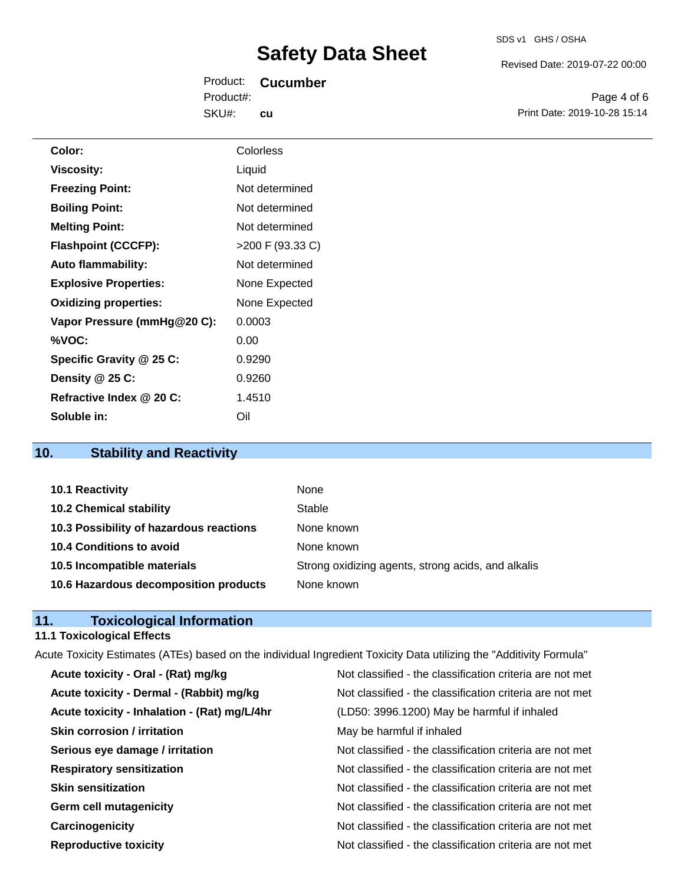| | |
|---|---|
| **Color:** | Colorless |
| **Viscosity:** | Liquid |
| **Freezing Point:** | Not determined |
| **Boiling Point:** | Not determined |
| **Melting Point:** | Not determined |
| **Flashpoint (CCCFP):** | >200 F (93.33 C) |
| **Auto flammability:** | Not determined |
| **Explosive Properties:** | None Expected |
| **Oxidizing properties:** | None Expected |
| **Vapor Pressure (mmHg@20 C):** | 0.0003 |
| **%VOC:** | 0.00 |
| **Specific Gravity @ 25 C:** | 0.9290 |
| **Density @ 25 C:** | 0.9260 |
| **Refractive Index @ 20 C:** | 1.4510 |
| **Soluble in:** | Oil |

## 10. Stability and Reactivity

| | |
|---|---|
| **10.1 Reactivity** | None |
| **10.2 Chemical stability** | Stable |
| **10.3 Possibility of hazardous reactions** | None known |
| **10.4 Conditions to avoid** | None known |
| **10.5 Incompatible materials** | Strong oxidizing agents, strong acids, and alkalis |
| **10.6 Hazardous decomposition products** | None known |

## 11. Toxicological Information

### 11.1 Toxicological Effects

Acute Toxicity Estimates (ATEs) based on the individual Ingredient Toxicity Data utilizing the "Additivity Formula"

| | |
|---|---|
| **Acute toxicity - Oral - (Rat) mg/kg** | Not classified - the classification criteria are not met |
| **Acute toxicity - Dermal - (Rabbit) mg/kg** | Not classified - the classification criteria are not met |
| **Acute toxicity - Inhalation - (Rat) mg/L/4hr** | (LD50: 3996.1200) May be harmful if inhaled |
| **Skin corrosion / irritation** | May be harmful if inhaled |
| **Serious eye damage / irritation** | Not classified - the classification criteria are not met |
| **Respiratory sensitization** | Not classified - the classification criteria are not met |
| **Skin sensitization** | Not classified - the classification criteria are not met |
| **Germ cell mutagenicity** | Not classified - the classification criteria are not met |
| **Carcinogenicity** | Not classified - the classification criteria are not met |
| **Reproductive toxicity** | Not classified - the classification criteria are not met |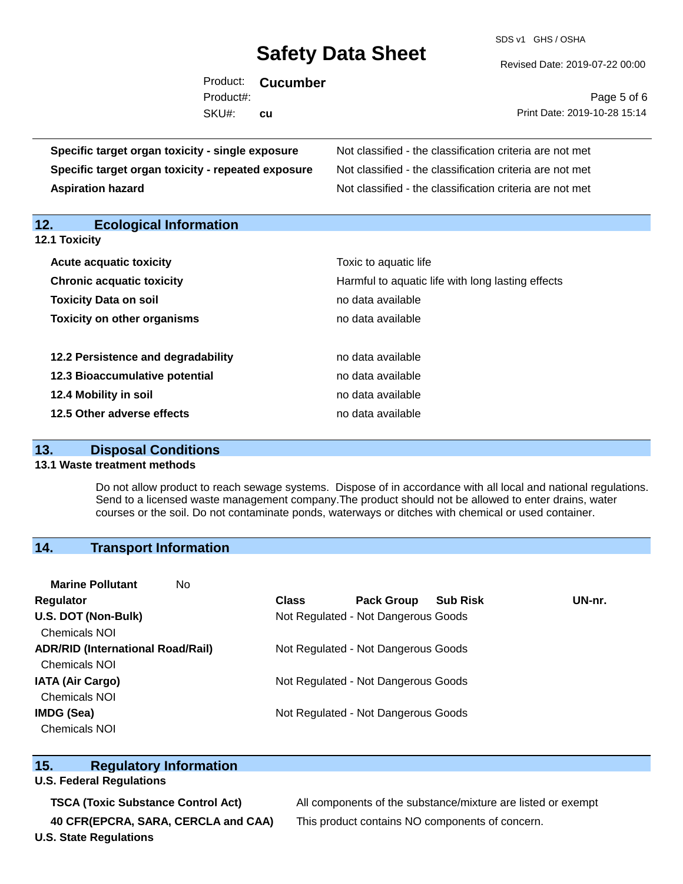| | |
|---|---|
| **Specific target organ toxicity - single exposure** | Not classified - the classification criteria are not met |
| **Specific target organ toxicity - repeated exposure** | Not classified - the classification criteria are not met |
| **Aspiration hazard** | Not classified - the classification criteria are not met |

## 12. Ecological Information

### 12.1 Toxicity

| | |
|---|---|
| **Acute acquatic toxicity** | Toxic to aquatic life |
| **Chronic acquatic toxicity** | Harmful to aquatic life with long lasting effects |
| **Toxicity Data on soil** | no data available |
| **Toxicity on other organisms** | no data available |

| | |
|---|---|
| **12.2 Persistence and degradability** | no data available |
| **12.3 Bioaccumulative potential** | no data available |
| **12.4 Mobility in soil** | no data available |
| **12.5 Other adverse effects** | no data available |

## 13. Disposal Conditions

### 13.1 Waste treatment methods

Do not allow product to reach sewage systems. Dispose of in accordance with all local and national regulations. Send to a licensed waste management company.The product should not be allowed to enter drains, water courses or the soil. Do not contaminate ponds, waterways or ditches with chemical or used container.

## 14. Transport Information

**Marine Pollutant** No

| Regulator | Class | Pack Group | Sub Risk | UN-nr. |
|---|---|---|---|---|
| **U.S. DOT (Non-Bulk)** | Not Regulated - Not Dangerous Goods | | | |
| Chemicals NOI | | | | |
| **ADR/RID (International Road/Rail)** | Not Regulated - Not Dangerous Goods | | | |
| Chemicals NOI | | | | |
| **IATA (Air Cargo)** | Not Regulated - Not Dangerous Goods | | | |
| Chemicals NOI | | | | |
| **IMDG (Sea)** | Not Regulated - Not Dangerous Goods | | | |
| Chemicals NOI | | | | |

## 15. Regulatory Information

### U.S. Federal Regulations

| | |
|---|---|
| **TSCA (Toxic Substance Control Act)** | All components of the substance/mixture are listed or exempt |
| **40 CFR(EPCRA, SARA, CERCLA and CAA)** | This product contains NO components of concern. |

### U.S. State Regulations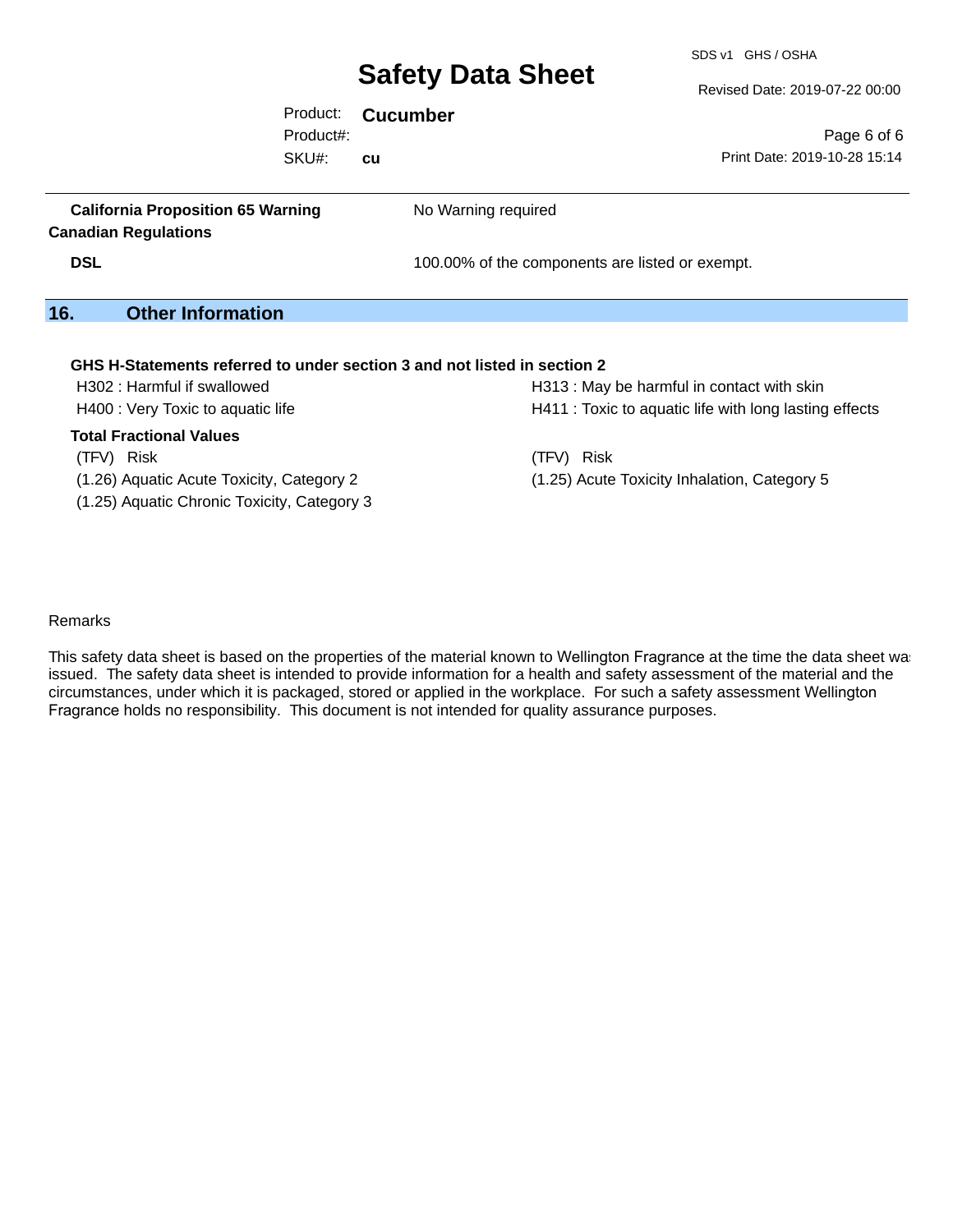**California Proposition 65 Warning** No Warning required

**Canadian Regulations**

**DSL** 100.00% of the components are listed or exempt.

## 16. Other Information

**GHS H-Statements referred to under section 3 and not listed in section 2**

H302 : Harmful if swallowed

H313 : May be harmful in contact with skin

H400 : Very Toxic to aquatic life

H411 : Toxic to aquatic life with long lasting effects

**Total Fractional Values**

(TFV) Risk

(1.26) Aquatic Acute Toxicity, Category 2

(1.25) Aquatic Chronic Toxicity, Category 3

(TFV) Risk

(1.25) Acute Toxicity Inhalation, Category 5

Remarks

This safety data sheet is based on the properties of the material known to Wellington Fragrance at the time the data sheet was issued. The safety data sheet is intended to provide information for a health and safety assessment of the material and the circumstances, under which it is packaged, stored or applied in the workplace. For such a safety assessment Wellington Fragrance holds no responsibility. This document is not intended for quality assurance purposes.